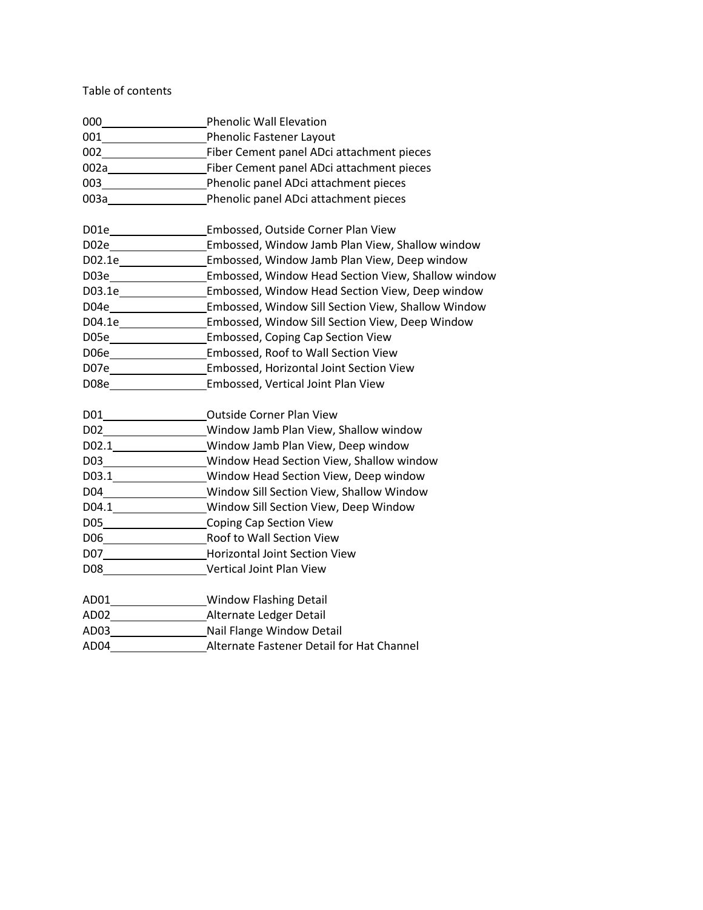Table of contents

| | |
|---|---|
| 000 | Phenolic Wall Elevation |
| 001 | Phenolic Fastener Layout |
| 002 | Fiber Cement panel ADci attachment pieces |
| 002a | Fiber Cement panel ADci attachment pieces |
| 003 | Phenolic panel ADci attachment pieces |
| 003a | Phenolic panel ADci attachment pieces |
| | |
| D01e | Embossed, Outside Corner Plan View |
| D02e | Embossed, Window Jamb Plan View, Shallow window |
| D02.1e | Embossed, Window Jamb Plan View, Deep window |
| D03e | Embossed, Window Head Section View, Shallow window |
| D03.1e | Embossed, Window Head Section View, Deep window |
| D04e | Embossed, Window Sill Section View, Shallow Window |
| D04.1e | Embossed, Window Sill Section View, Deep Window |
| D05e | Embossed, Coping Cap Section View |
| D06e | Embossed, Roof to Wall Section View |
| D07e | Embossed, Horizontal Joint Section View |
| D08e | Embossed, Vertical Joint Plan View |
| | |
| D01 | Outside Corner Plan View |
| D02 | Window Jamb Plan View, Shallow window |
| D02.1 | Window Jamb Plan View, Deep window |
| D03 | Window Head Section View, Shallow window |
| D03.1 | Window Head Section View, Deep window |
| D04 | Window Sill Section View, Shallow Window |
| D04.1 | Window Sill Section View, Deep Window |
| D05 | Coping Cap Section View |
| D06 | Roof to Wall Section View |
| D07 | Horizontal Joint Section View |
| D08 | Vertical Joint Plan View |
| | |
| AD01 | Window Flashing Detail |
| AD02 | Alternate Ledger Detail |
| AD03 | Nail Flange Window Detail |
| AD04 | Alternate Fastener Detail for Hat Channel |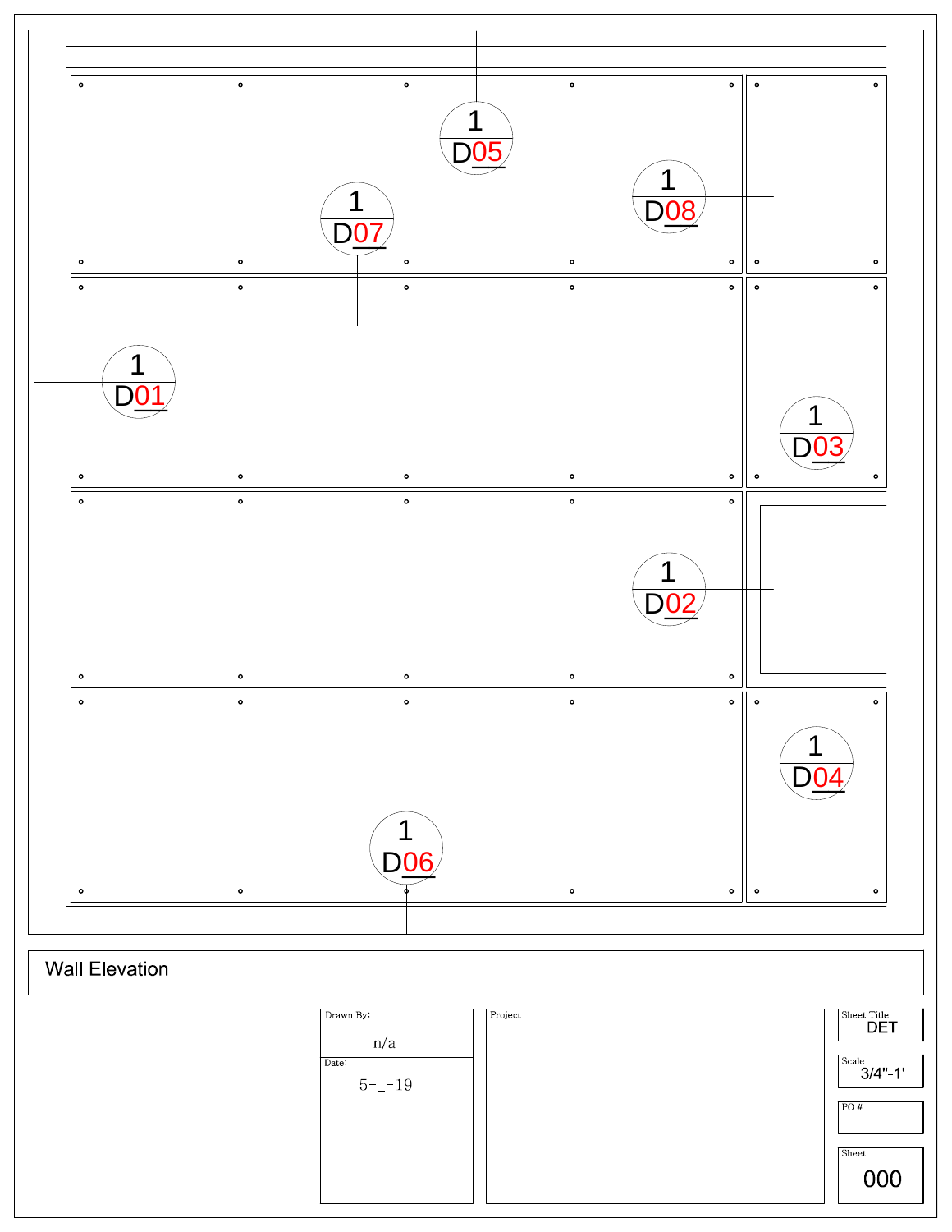1 D05

1 D08

1 D07

1 D01

1 D03

1 D02

1 D04

1 D06

## Wall Elevation

| Drawn By: | Project | Sheet Title |
|---|---|---|
| n/a | | DET |
| Date: | | Scale |
| 5-_-19 | | 3/4"-1' |
| | | PO # |
| | | |
| | | Sheet |
| | | 000 |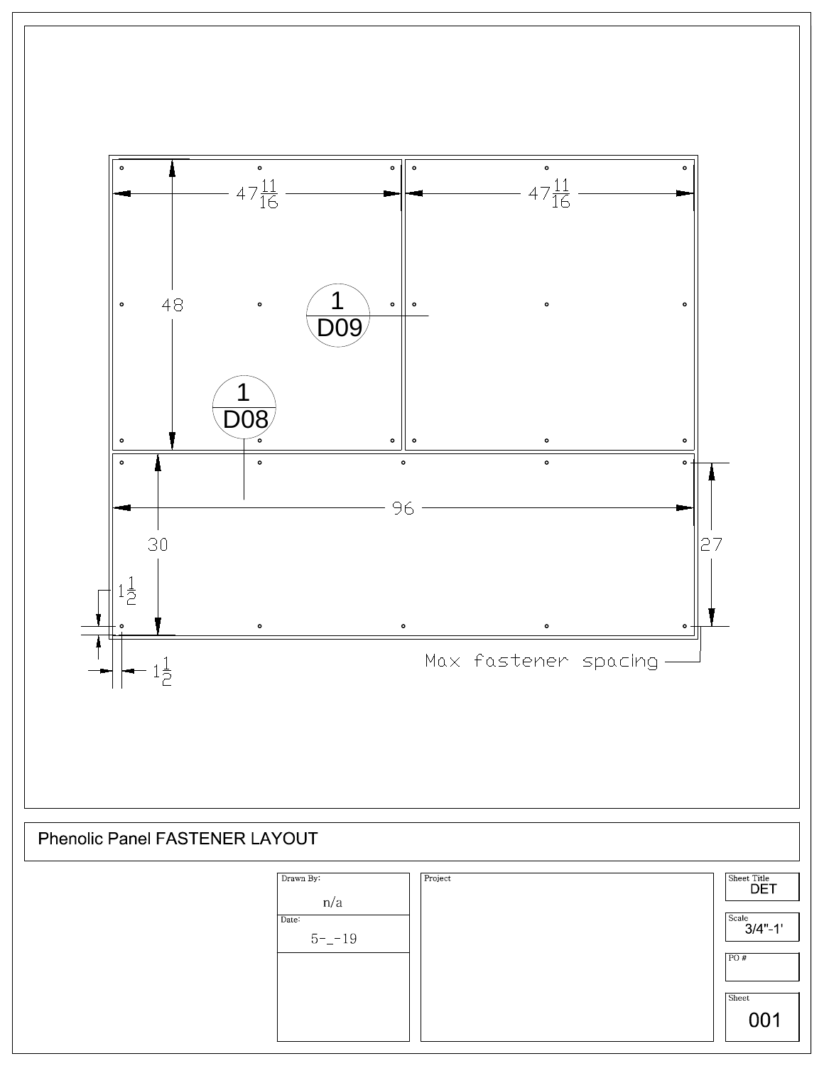$47\frac{11}{16}$

$47\frac{11}{16}$

48

1 / D09

1 / D08

96

30

27

$1\frac{1}{2}$

$1\frac{1}{2}$

Max fastener spacing

## Phenolic Panel FASTENER LAYOUT

| Drawn By: | Project | Sheet Title |
|---|---|---|
| n/a | | DET |
| Date: | | Scale |
| 5-_-19 | | 3/4"-1' |
| | | PO # |
| | | |
| | | Sheet |
| | | 001 |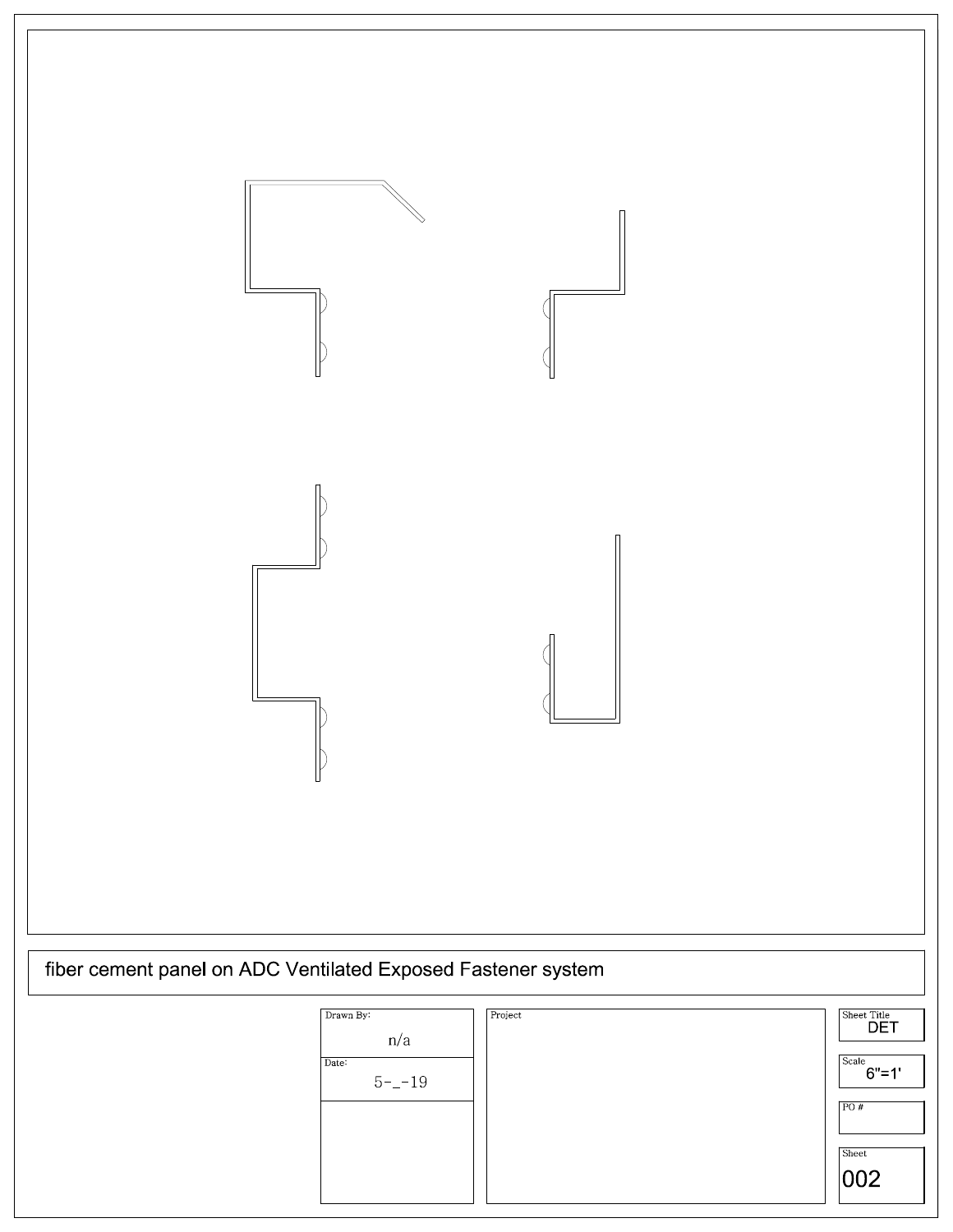fiber cement panel on ADC Ventilated Exposed Fastener system

| Drawn By: | Project | Sheet Title |
| --- | --- | --- |
| n/a | | DET |
| Date: | | Scale |
| 5-_-19 | | 6"=1' |
| | | PO # |
| | | Sheet |
| | | 002 |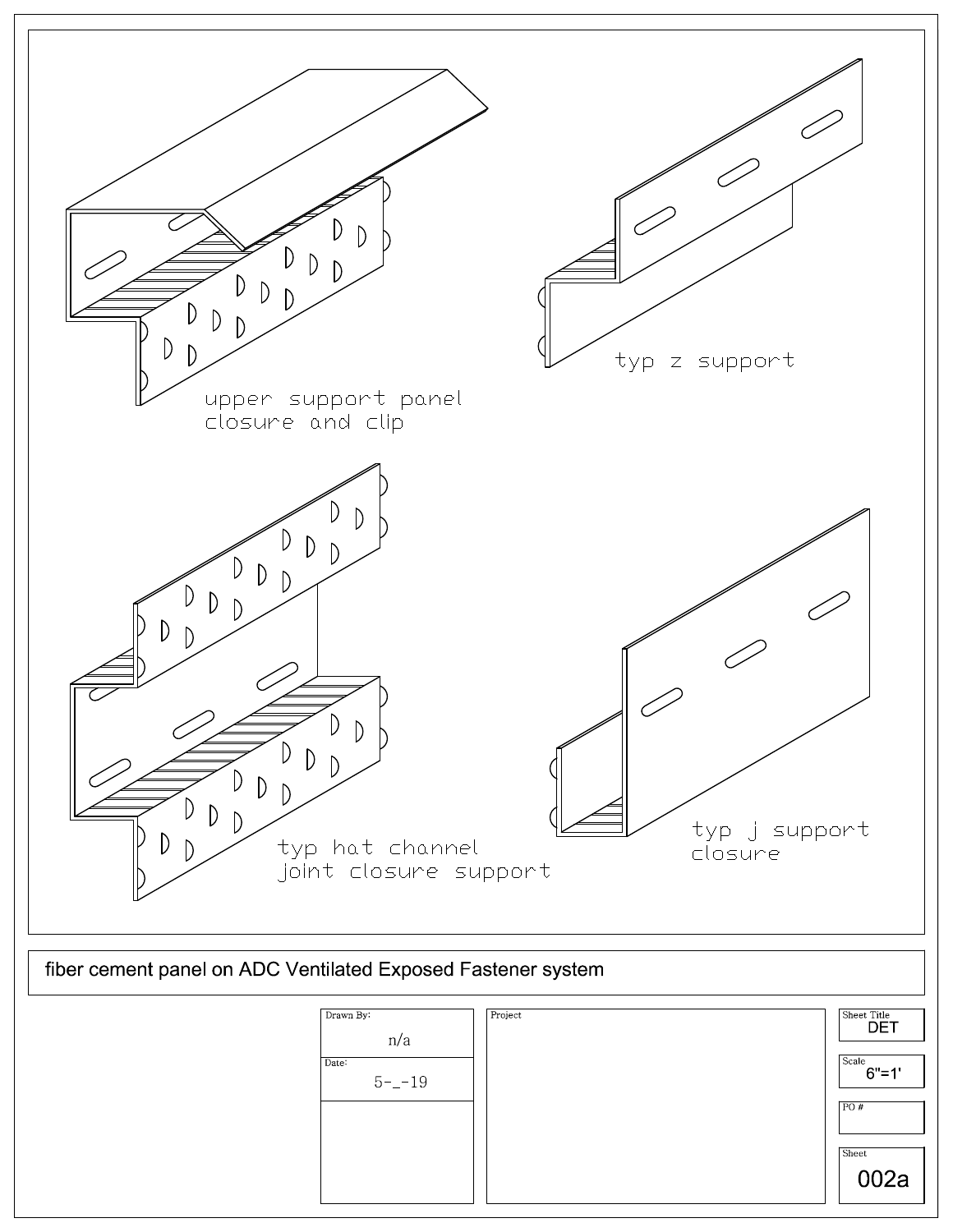upper support panel closure and clip

typ z support

typ hat channel joint closure support

typ j support closure

fiber cement panel on ADC Ventilated Exposed Fastener system

| Drawn By: | Project | Sheet Title |
| --- | --- | --- |
| n/a | | DET |
| Date: | | Scale |
| 5-_-19 | | 6"=1' |
| | | PO # |
| | | |
| | | Sheet |
| | | 002a |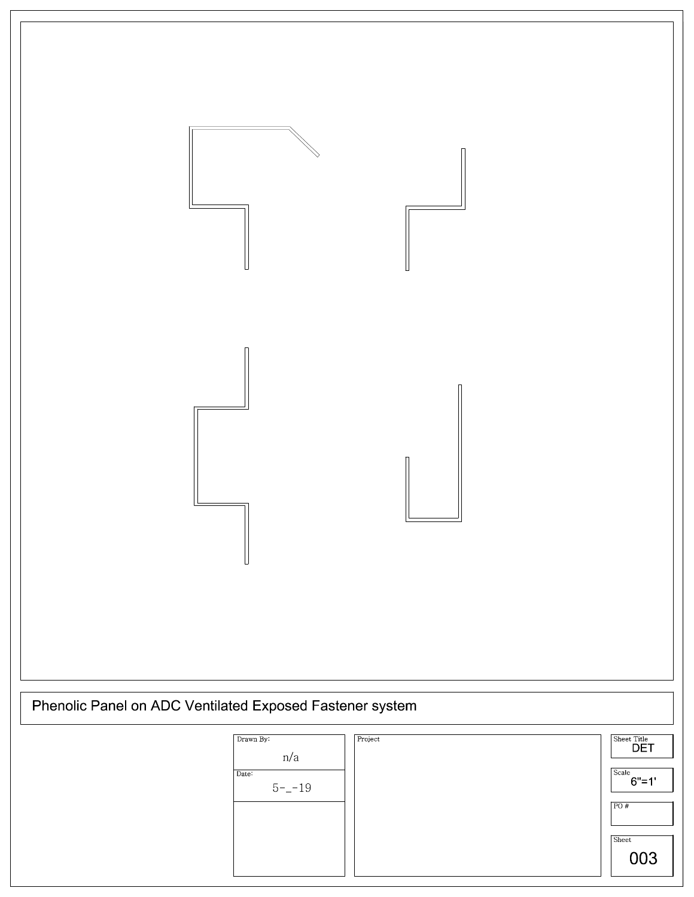Phenolic Panel on ADC Ventilated Exposed Fastener system

| Drawn By: | Project | Sheet Title |
| --- | --- | --- |
| n/a | | DET |
| Date: | | Scale |
| 5-_-19 | | 6"=1' |
| | | PO # |
| | | |
| | | Sheet |
| | | 003 |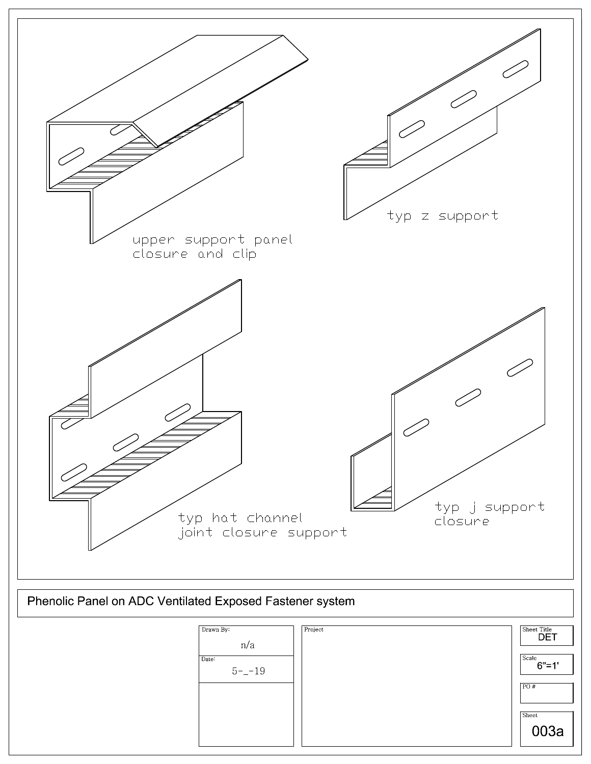upper support panel
closure and clip

typ z support

typ hat channel
joint closure support

typ j support
closure

Phenolic Panel on ADC Ventilated Exposed Fastener system

| Drawn By: | Project | Sheet Title |
|---|---|---|
| n/a | | DET |
| Date: | | Scale |
| 5-_-19 | | 6"=1' |
| | | PO # |
| | | Sheet |
| | | 003a |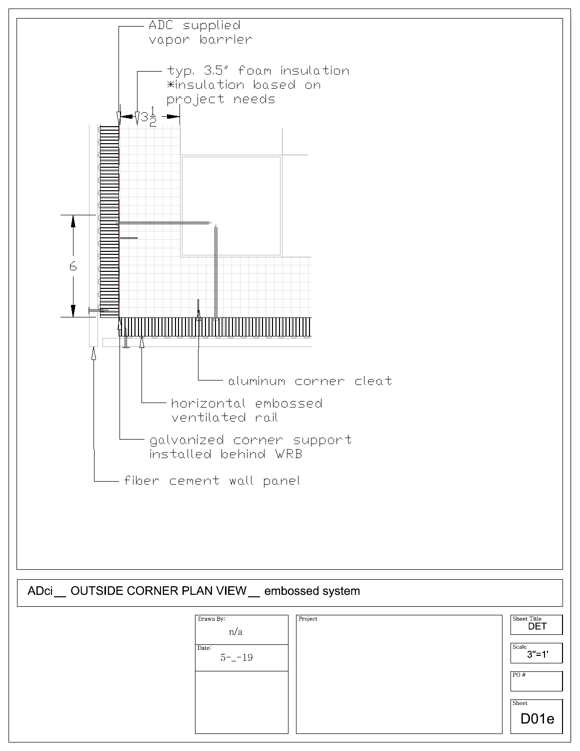ADC supplied vapor barrier

typ. 3.5" foam insulation
*insulation based on project needs

$3\frac{1}{2}$

6

aluminum corner cleat

horizontal embossed ventilated rail

galvanized corner support installed behind WRB

fiber cement wall panel

## ADci__ OUTSIDE CORNER PLAN VIEW__ embossed system

| Drawn By: | Project | Sheet Title |
|---|---|---|
| n/a | | DET |
| Date: | | Scale |
| 5-_-19 | | 3"=1' |
| | | PO # |
| | | |
| | | Sheet |
| | | D01e |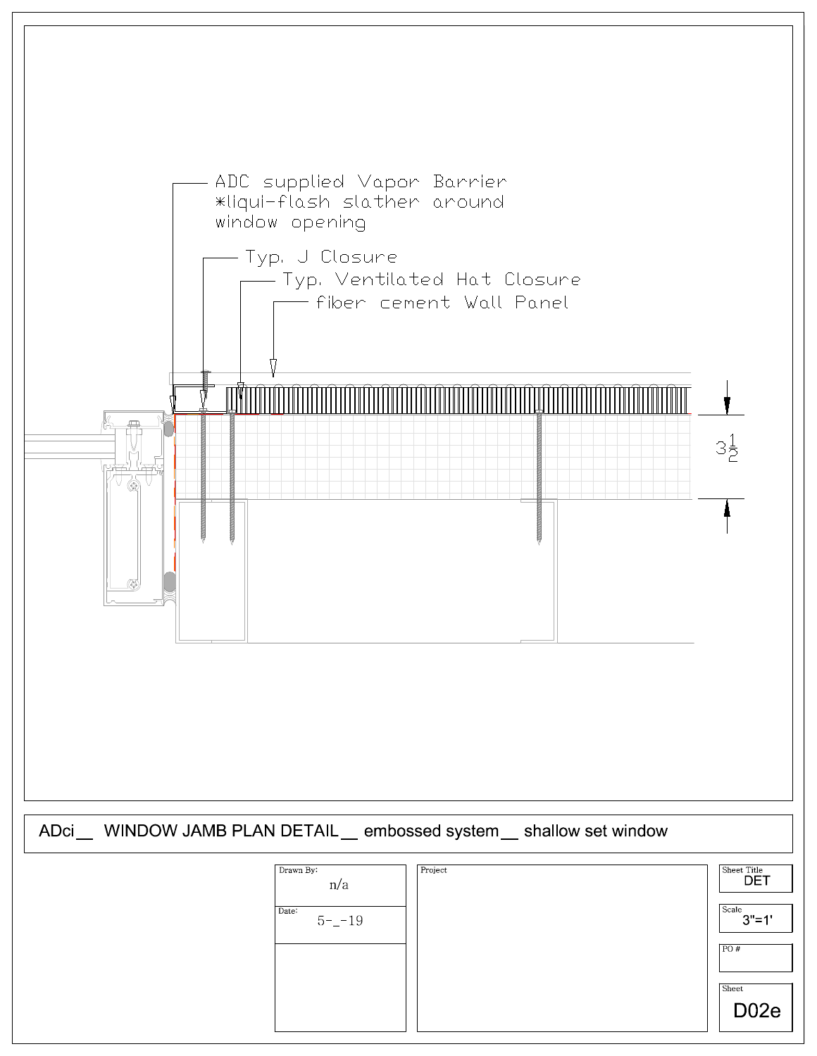ADC supplied Vapor Barrier
*liqui-flash slather around
window opening

Typ. J Closure

Typ. Ventilated Hat Closure

fiber cement Wall Panel

$3\frac{1}{2}$

ADci__ WINDOW JAMB PLAN DETAIL__ embossed system__ shallow set window

| Drawn By: | n/a |
|---|---|
| Date: | 5-_-19 |

Project

| Sheet Title | DET |
|---|---|
| Scale | 3"=1' |
| PO # | |
| Sheet | D02e |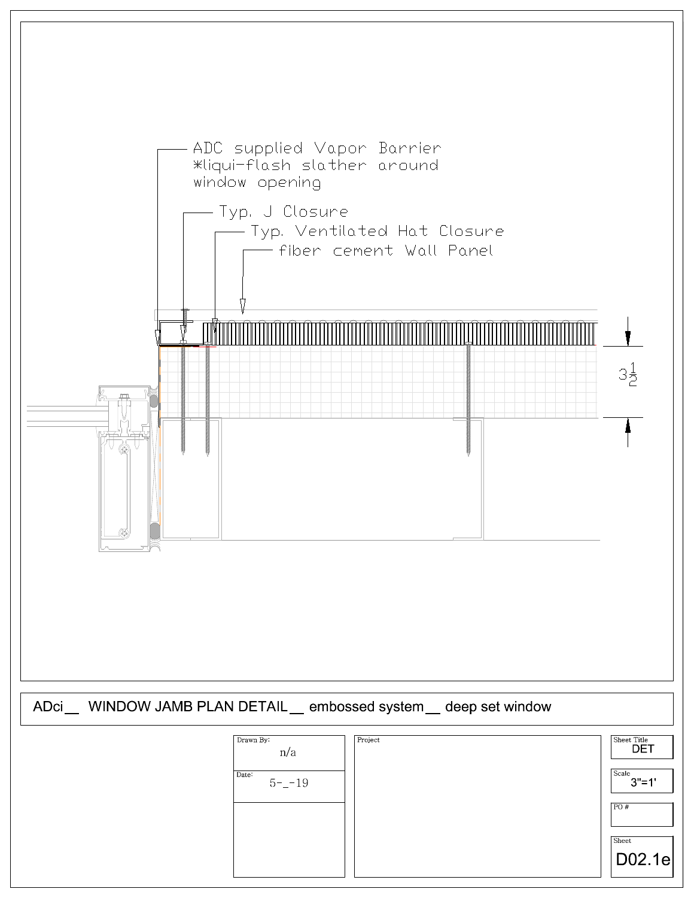ADC supplied Vapor Barrier
*liqui-flash slather around
window opening

Typ. J Closure

Typ. Ventilated Hat Closure

fiber cement Wall Panel

$3\frac{1}{2}$

ADci__ WINDOW JAMB PLAN DETAIL__ embossed system__ deep set window

| Drawn By: | n/a |
|---|---|
| Date: | 5-_-19 |
| Project | |
| Sheet Title | DET |
| Scale | 3"=1' |
| PO # | |
| Sheet | D02.1e |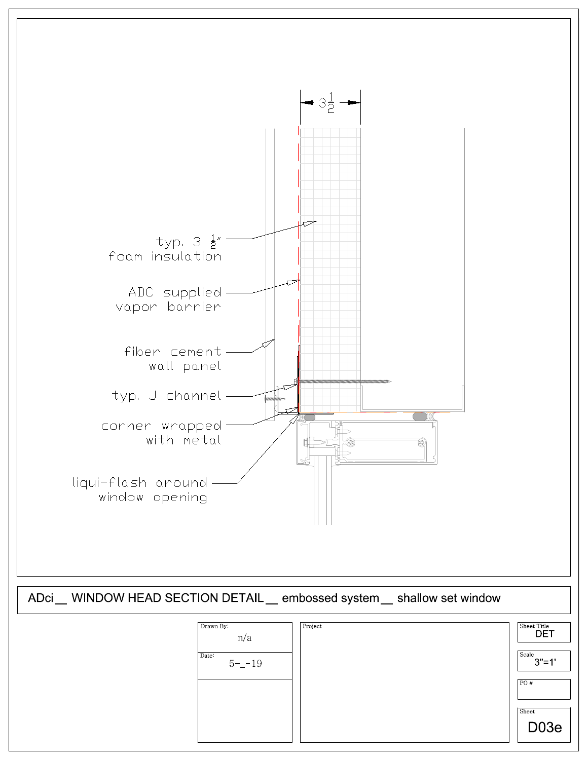3½

typ. 3 ½″
foam insulation

ADC supplied
vapor barrier

fiber cement
wall panel

typ. J channel

corner wrapped
with metal

liqui-flash around
window opening

ADci __ WINDOW HEAD SECTION DETAIL __ embossed system __ shallow set window

| | | |
|---|---|---|
| Drawn By: n/a | Project | Sheet Title: DET |
| Date: 5-_-19 | | Scale: 3"=1' |
| | | PO # |
| | | Sheet: D03e |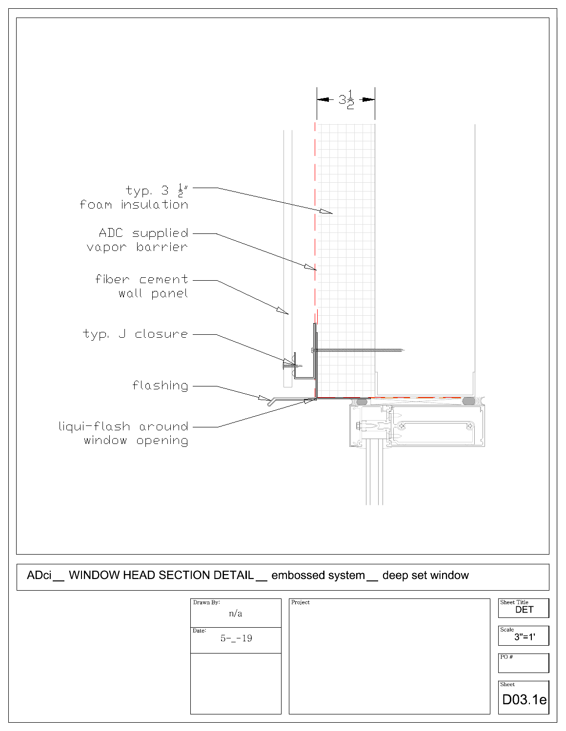$3\frac{1}{2}$

typ. 3 $\frac{1}{2}$" foam insulation

ADC supplied vapor barrier

fiber cement wall panel

typ. J closure

flashing

liqui-flash around window opening

ADci__ WINDOW HEAD SECTION DETAIL__ embossed system__ deep set window

| Drawn By: n/a | Project | Sheet Title DET |
|---|---|---|
| Date: 5-_-19 | | Scale 3"=1' |
| | | PO # |
| | | Sheet D03.1e |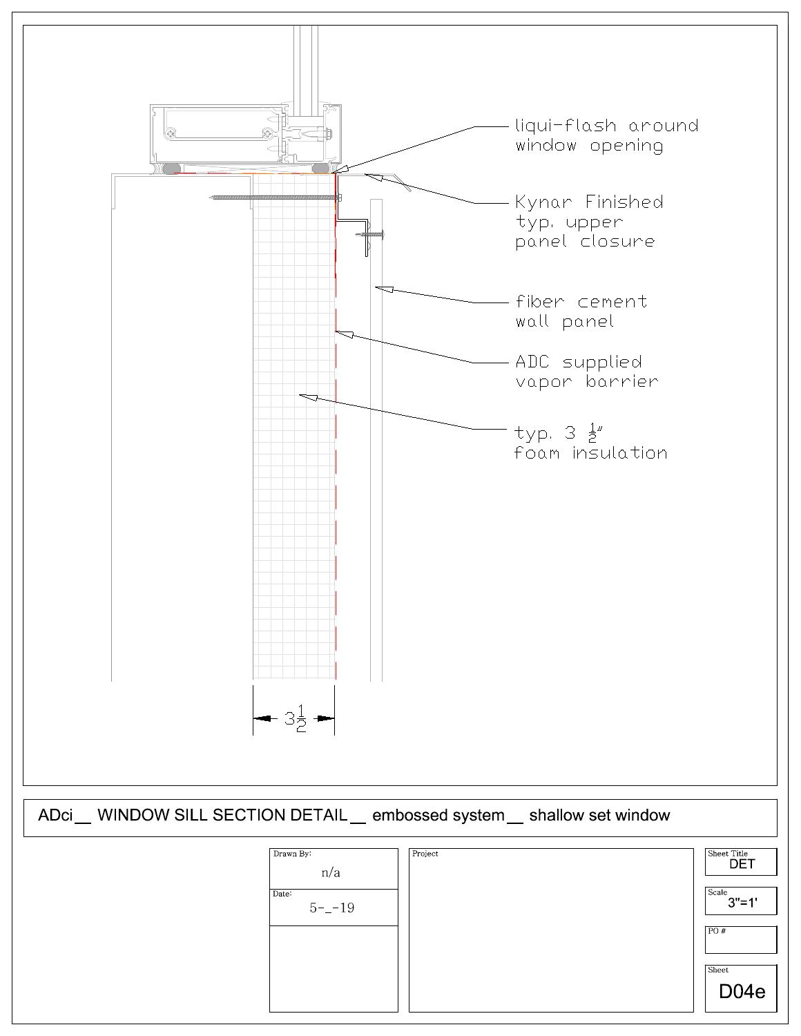liqui-flash around window opening

Kynar Finished typ. upper panel closure

fiber cement wall panel

ADC supplied vapor barrier

typ. 3 ½" foam insulation

3½

ADci __ WINDOW SILL SECTION DETAIL __ embossed system __ shallow set window

| Drawn By: | Project | Sheet Title |
|---|---|---|
| n/a | | DET |
| Date: | | Scale |
| 5-_-19 | | 3"=1' |
| | | PO # |
| | | |
| | | Sheet |
| | | D04e |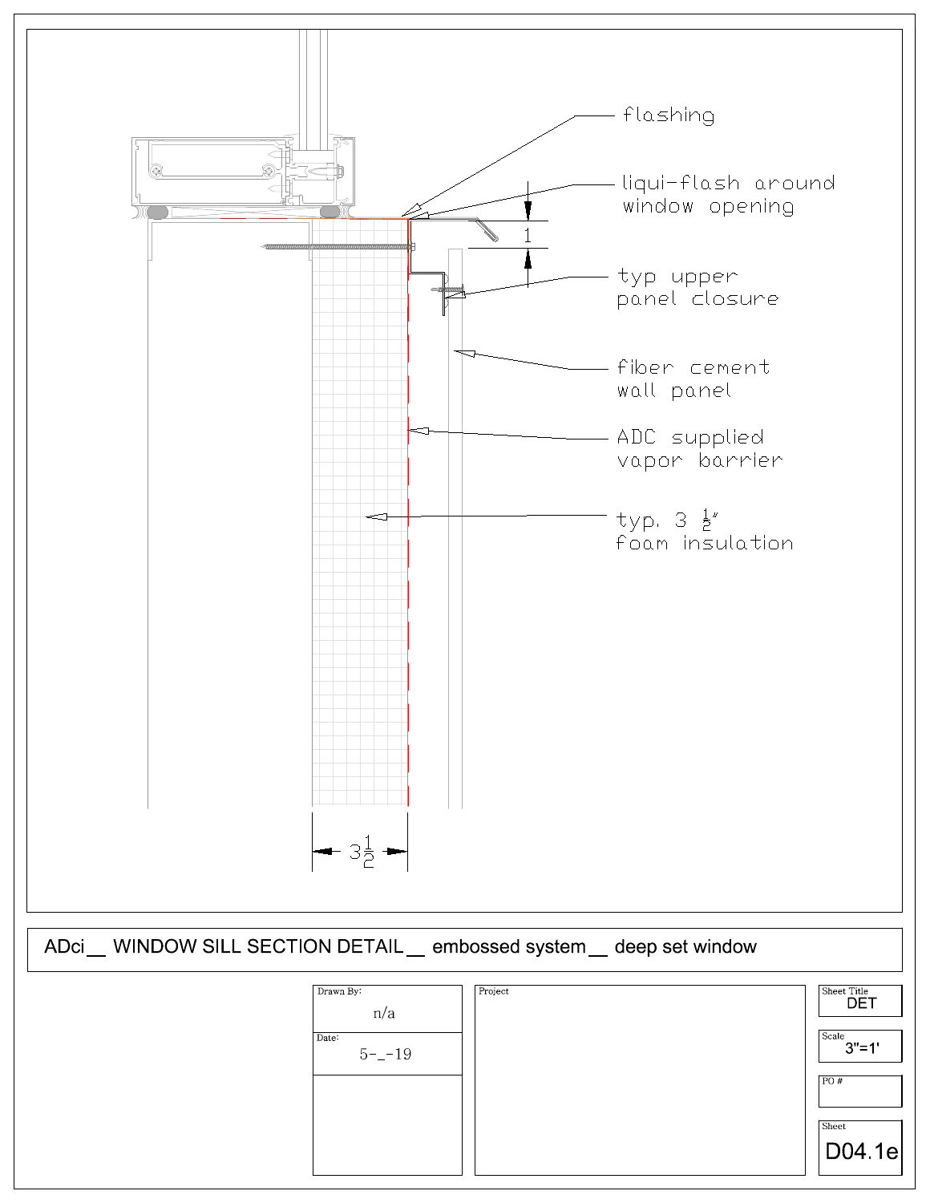flashing

liqui-flash around window opening

1

typ upper panel closure

fiber cement wall panel

ADC supplied vapor barrier

typ. 3 ½" foam insulation

3½

ADci __ WINDOW SILL SECTION DETAIL __ embossed system __ deep set window

| Drawn By: | Project | Sheet Title |
| --- | --- | --- |
| n/a | | DET |
| Date: | | Scale |
| 5-_-19 | | 3"=1' |
| | | PO # |
| | | |
| | | Sheet |
| | | D04.1e |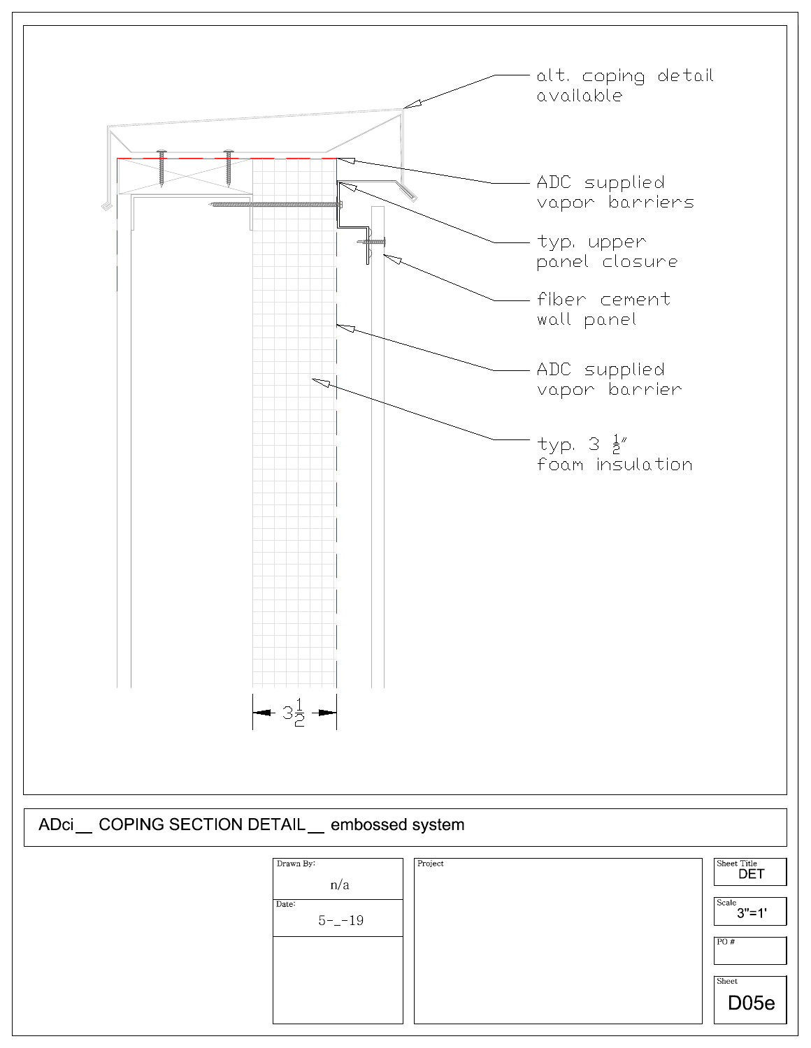alt. coping detail available

ADC supplied vapor barriers

typ. upper panel closure

fiber cement wall panel

ADC supplied vapor barrier

typ. 3 ½" foam insulation

3½

ADci__ COPING SECTION DETAIL__ embossed system

| Drawn By: | Project | Sheet Title |
|---|---|---|
| n/a | | DET |
| Date: | | Scale |
| 5-_-19 | | 3"=1' |
| | | PO # |
| | | |
| | | Sheet |
| | | D05e |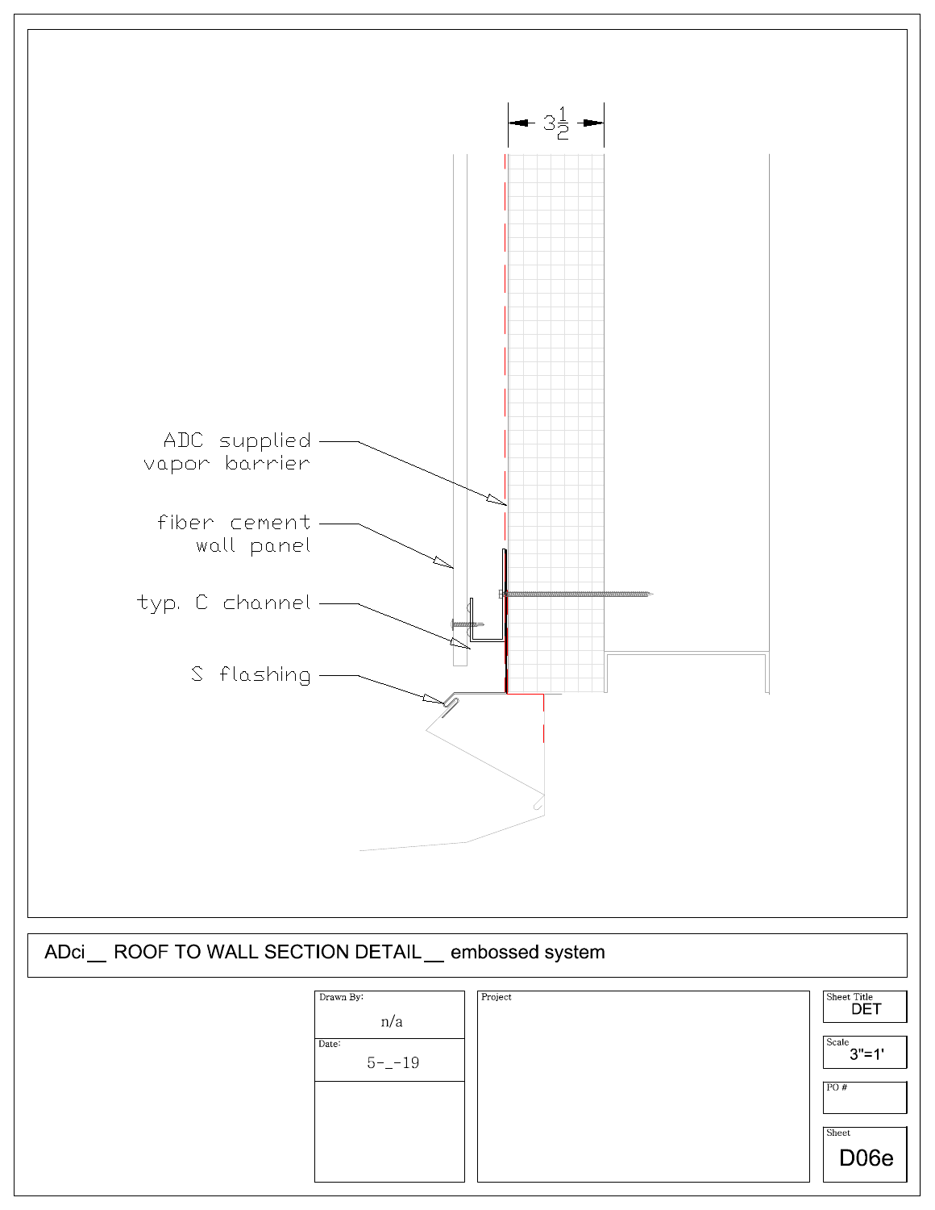$3\frac{1}{2}$

ADC supplied vapor barrier

fiber cement wall panel

typ. C channel

S flashing

ADci__ ROOF TO WALL SECTION DETAIL__ embossed system

| Drawn By: | Project | Sheet Title |
| --- | --- | --- |
| n/a | | DET |
| Date: | | Scale |
| 5-_-19 | | 3"=1' |
| | | PO # |
| | | Sheet |
| | | D06e |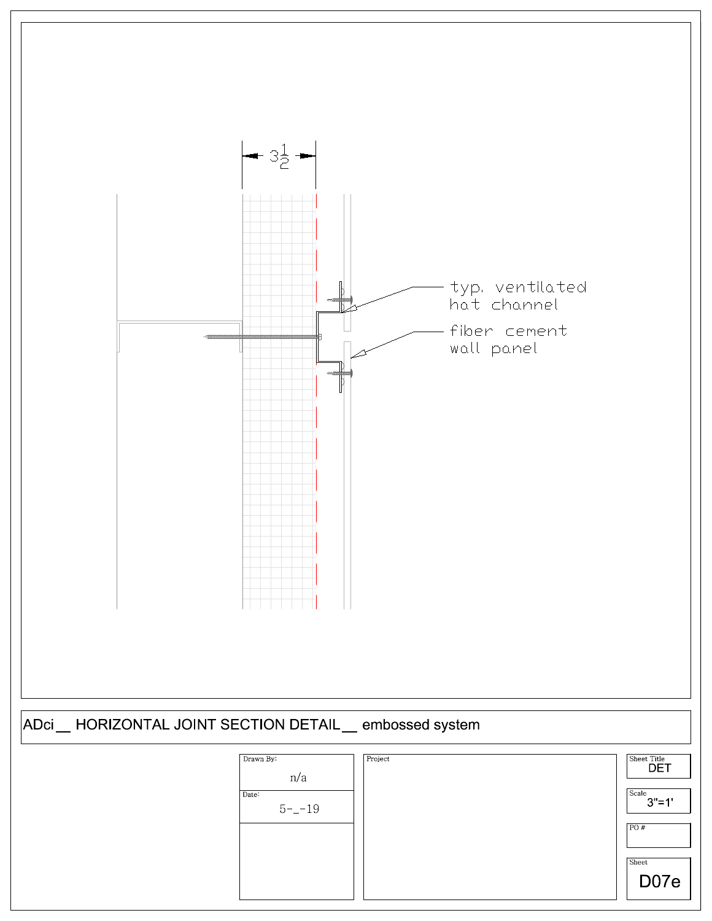$3\frac{1}{2}$

typ. ventilated hat channel

fiber cement wall panel

ADci__ HORIZONTAL JOINT SECTION DETAIL__ embossed system

| Drawn By: | Project | Sheet Title |
| --- | --- | --- |
| n/a | | DET |
| Date: | | Scale |
| 5-_-19 | | 3"=1' |
| | | PO # |
| | | Sheet |
| | | D07e |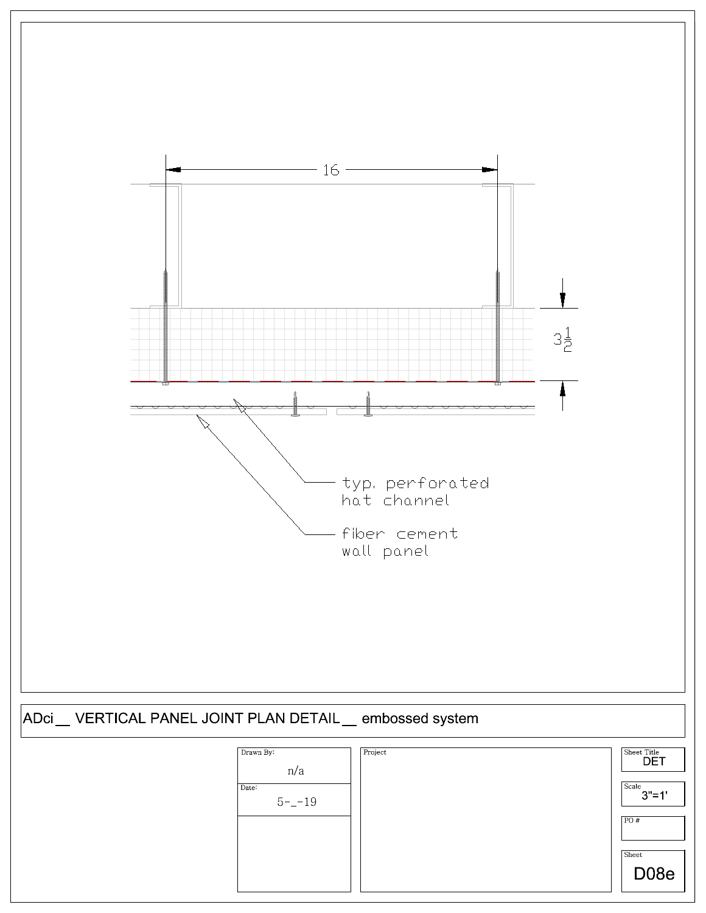16

$3\frac{1}{2}$

typ. perforated hat channel

fiber cement wall panel

ADci __ VERTICAL PANEL JOINT PLAN DETAIL __ embossed system

| Drawn By: | Project | Sheet Title |
|---|---|---|
| n/a | | DET |
| Date: | | Scale |
| 5-_-19 | | 3"=1' |
| | | PO # |
| | | Sheet |
| | | D08e |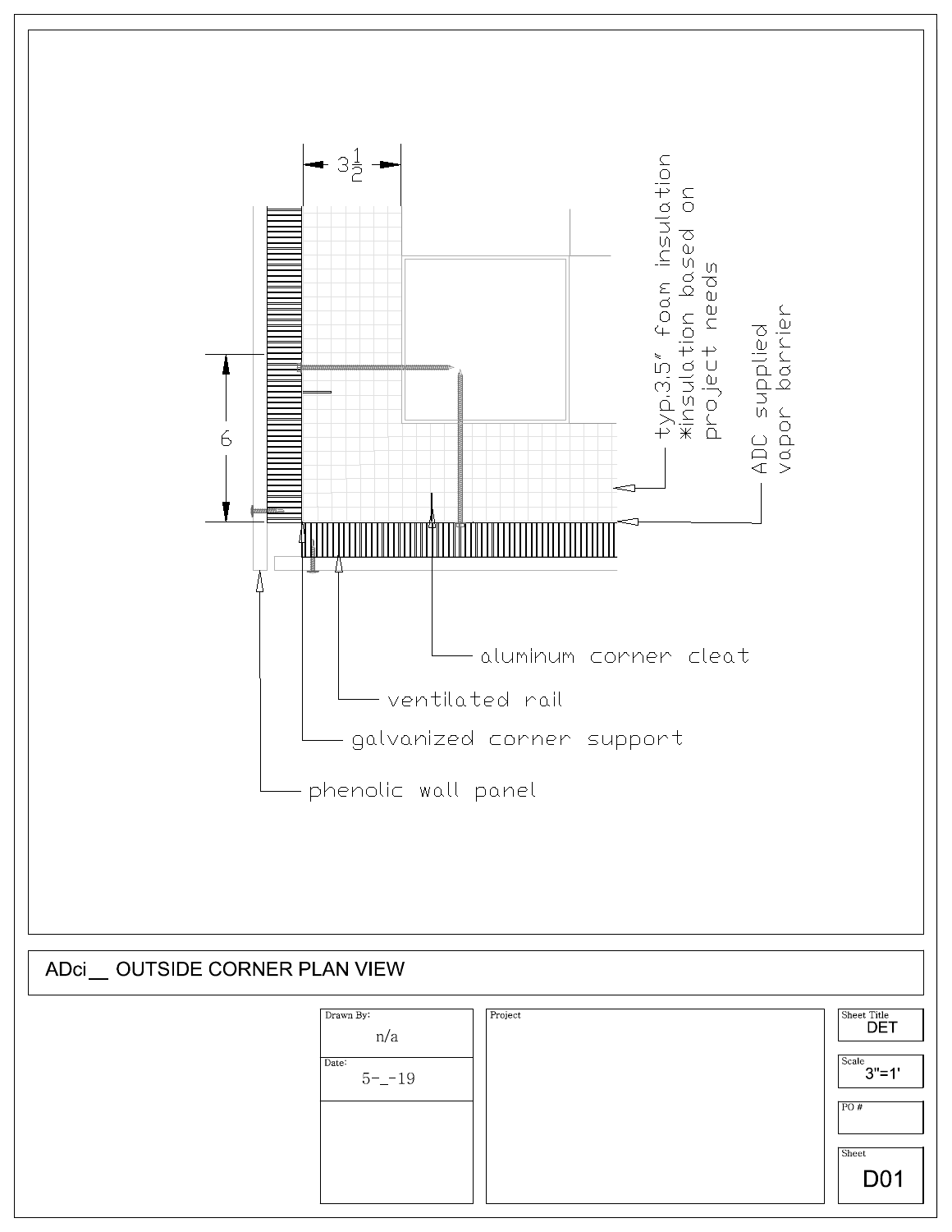$3\frac{1}{2}$

6

typ.3.5" foam insulation
*insulation based on
project needs

ADC supplied
vapor barrier

aluminum corner cleat

ventilated rail

galvanized corner support

phenolic wall panel

ADci__ OUTSIDE CORNER PLAN VIEW

| Drawn By: | Project | Sheet Title |
| --- | --- | --- |
| n/a | | DET |
| Date: | | Scale |
| 5-_-19 | | 3"=1' |
| | | PO # |
| | | Sheet |
| | | D01 |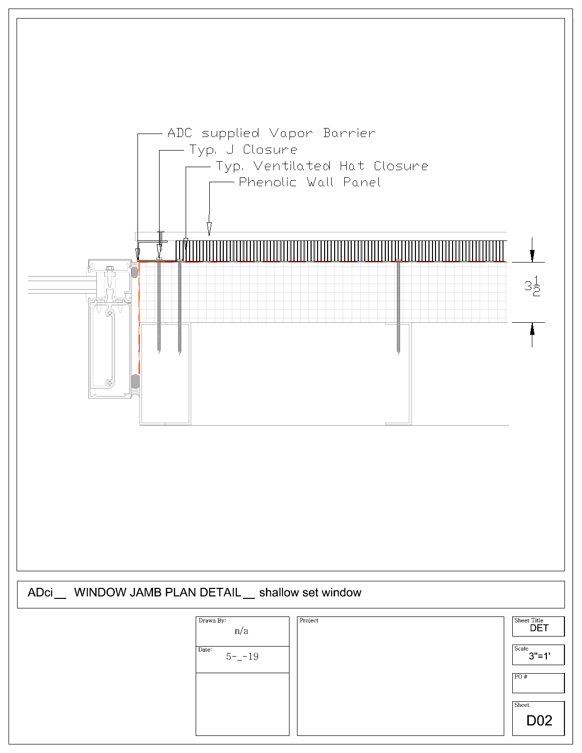ADC supplied Vapor Barrier

Typ. J Closure

Typ. Ventilated Hat Closure

Phenolic Wall Panel

3½

ADci__ WINDOW JAMB PLAN DETAIL__ shallow set window

| Drawn By: n/a | Project | Sheet Title DET |
|---|---|---|
| Date: 5-_-19 | | Scale 3"=1' |
| | | PO # |
| | | Sheet D02 |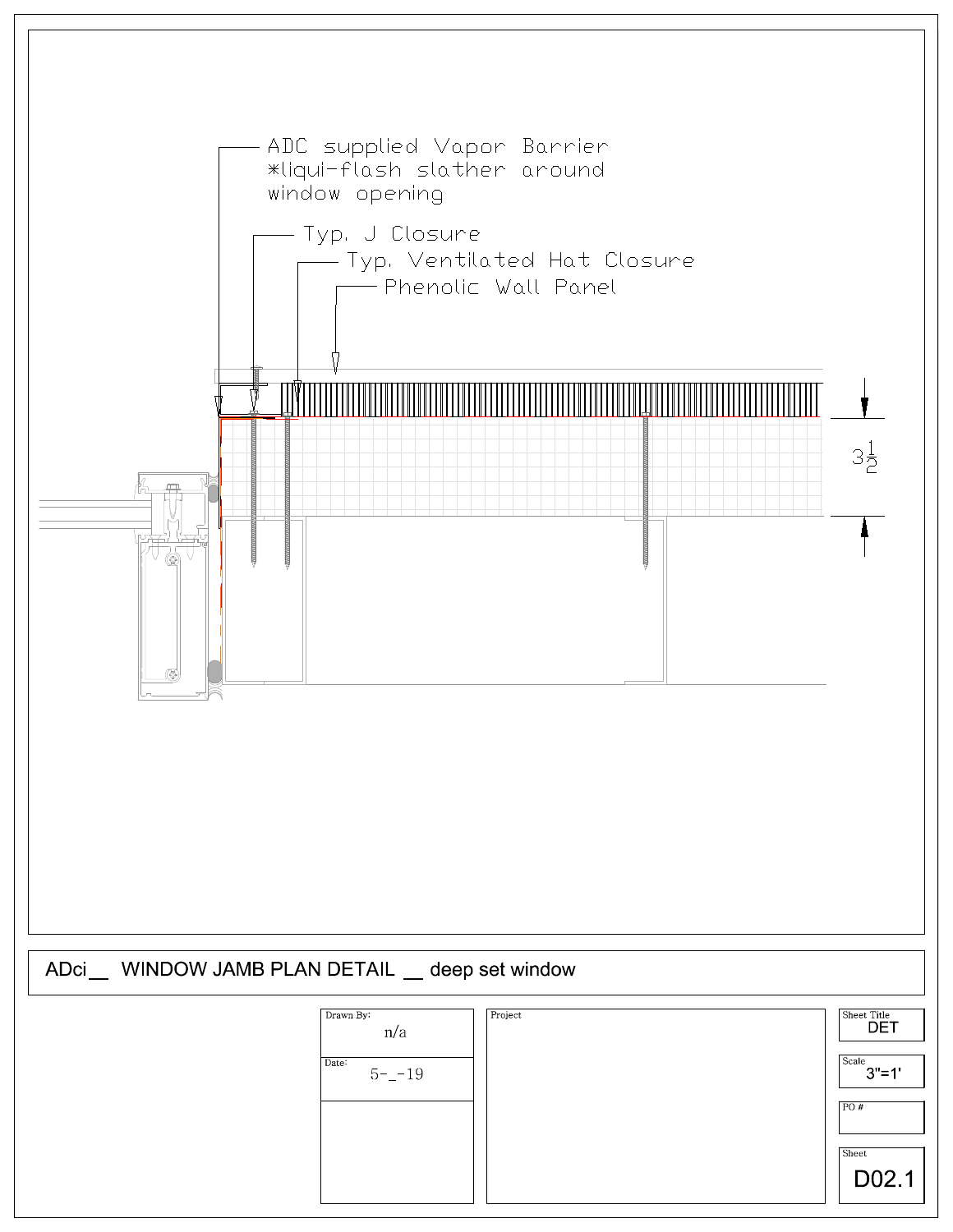ADC supplied Vapor Barrier
*liqui-flash slather around
window opening

Typ. J Closure

Typ. Ventilated Hat Closure

Phenolic Wall Panel

$3\frac{1}{2}$

ADci __ WINDOW JAMB PLAN DETAIL __ deep set window

| Drawn By: | Project | Sheet Title |
|---|---|---|
| n/a | | DET |
| Date: | | Scale |
| 5-_-19 | | 3"=1' |
| | | PO # |
| | | Sheet |
| | | D02.1 |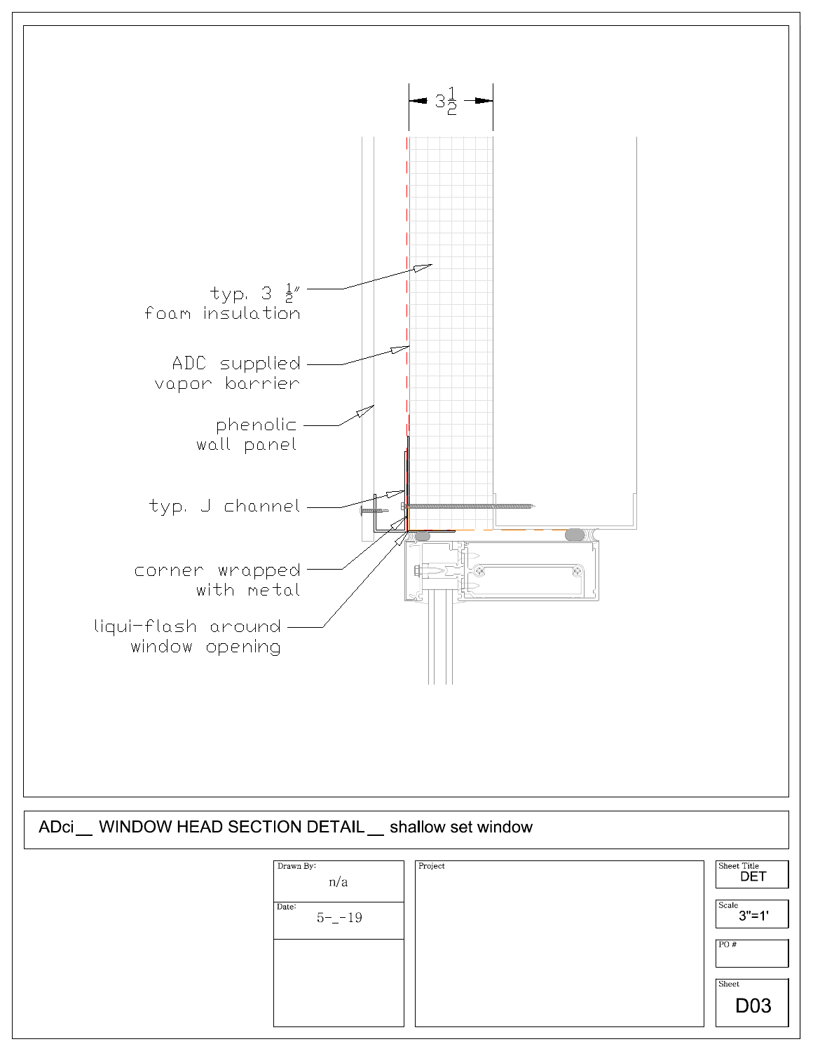3 1/2

typ. 3 1/2″
foam insulation

ADC supplied
vapor barrier

phenolic
wall panel

typ. J channel

corner wrapped
with metal

liqui-flash around
window opening

ADci __ WINDOW HEAD SECTION DETAIL __ shallow set window

| Drawn By: | n/a |
| --- | --- |
| Date: | 5-_-19 |

Project

| Sheet Title | DET |
| --- | --- |
| Scale | 3"=1' |
| PO # | |
| Sheet | D03 |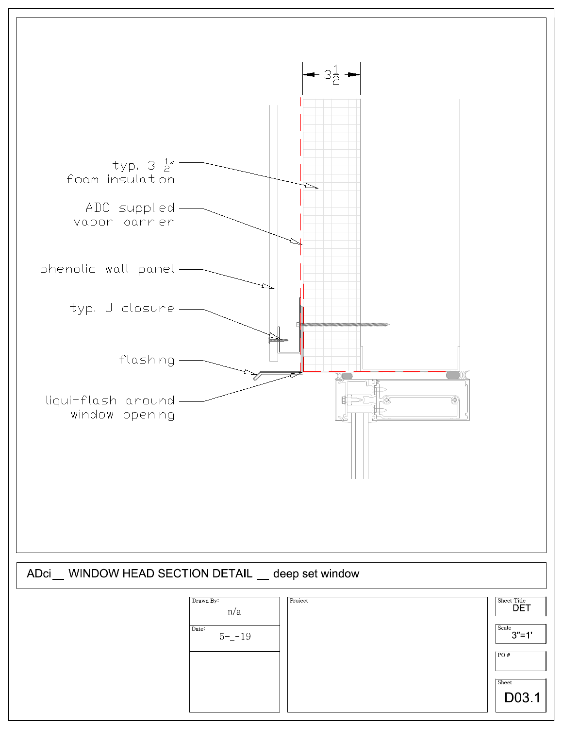3 ½

typ. 3 ½"
foam insulation

ADC supplied
vapor barrier

phenolic wall panel

typ. J closure

flashing

liqui-flash around
window opening

# ADci __ WINDOW HEAD SECTION DETAIL __ deep set window

| | | |
|---|---|---|
| Drawn By: n/a | Project | Sheet Title: DET |
| Date: 5-_-19 | | Scale: 3"=1' |
| | | PO # |
| | | Sheet: D03.1 |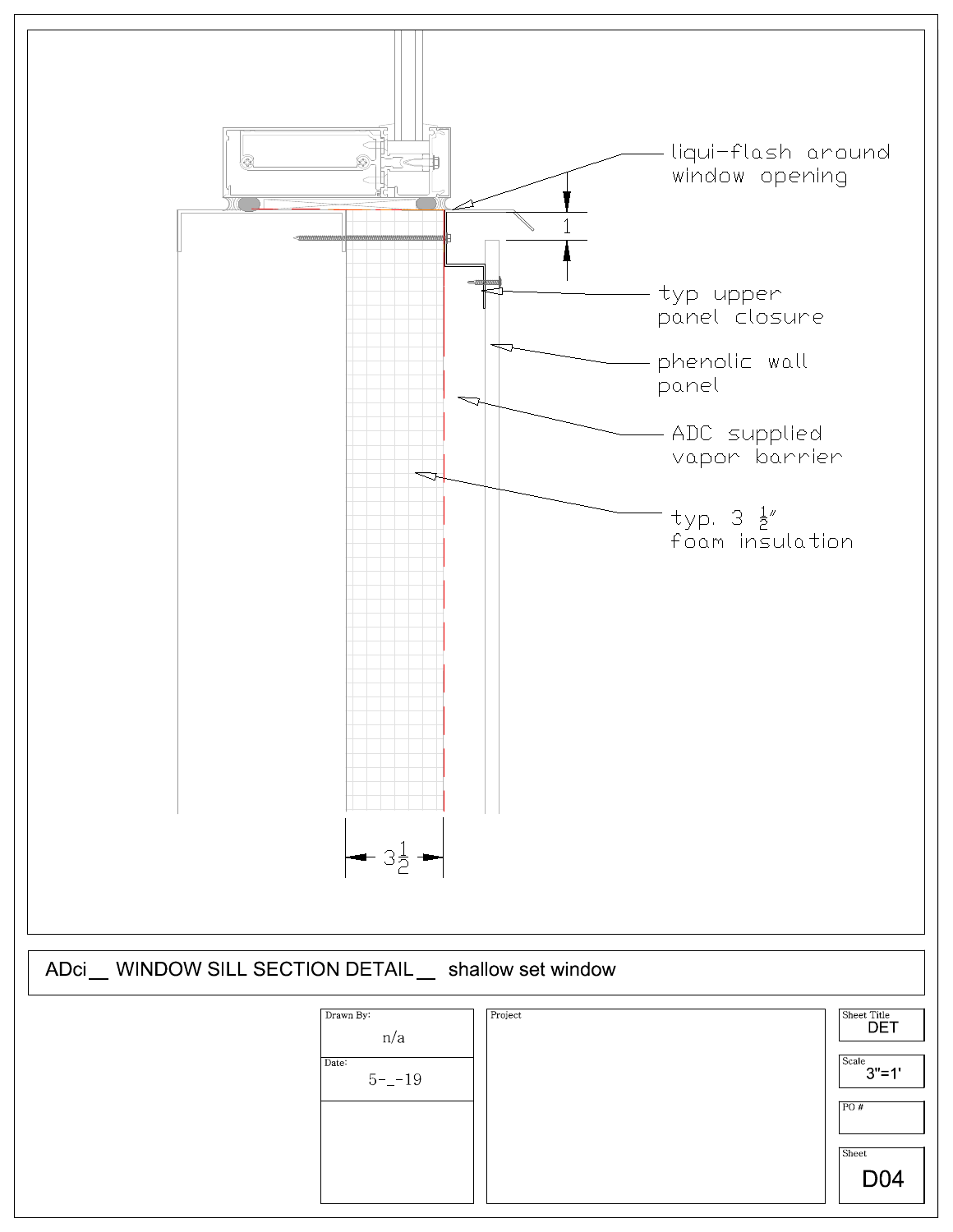liqui-flash around window opening

1

typ upper panel closure

phenolic wall panel

ADC supplied vapor barrier

typ. 3 ½" foam insulation

3½

ADci __ WINDOW SILL SECTION DETAIL __ shallow set window

| Drawn By: | n/a |
| --- | --- |
| Date: | 5-_-19 |

Project

| Sheet Title | DET |
| --- | --- |
| Scale | 3"=1' |
| PO # | |
| Sheet | D04 |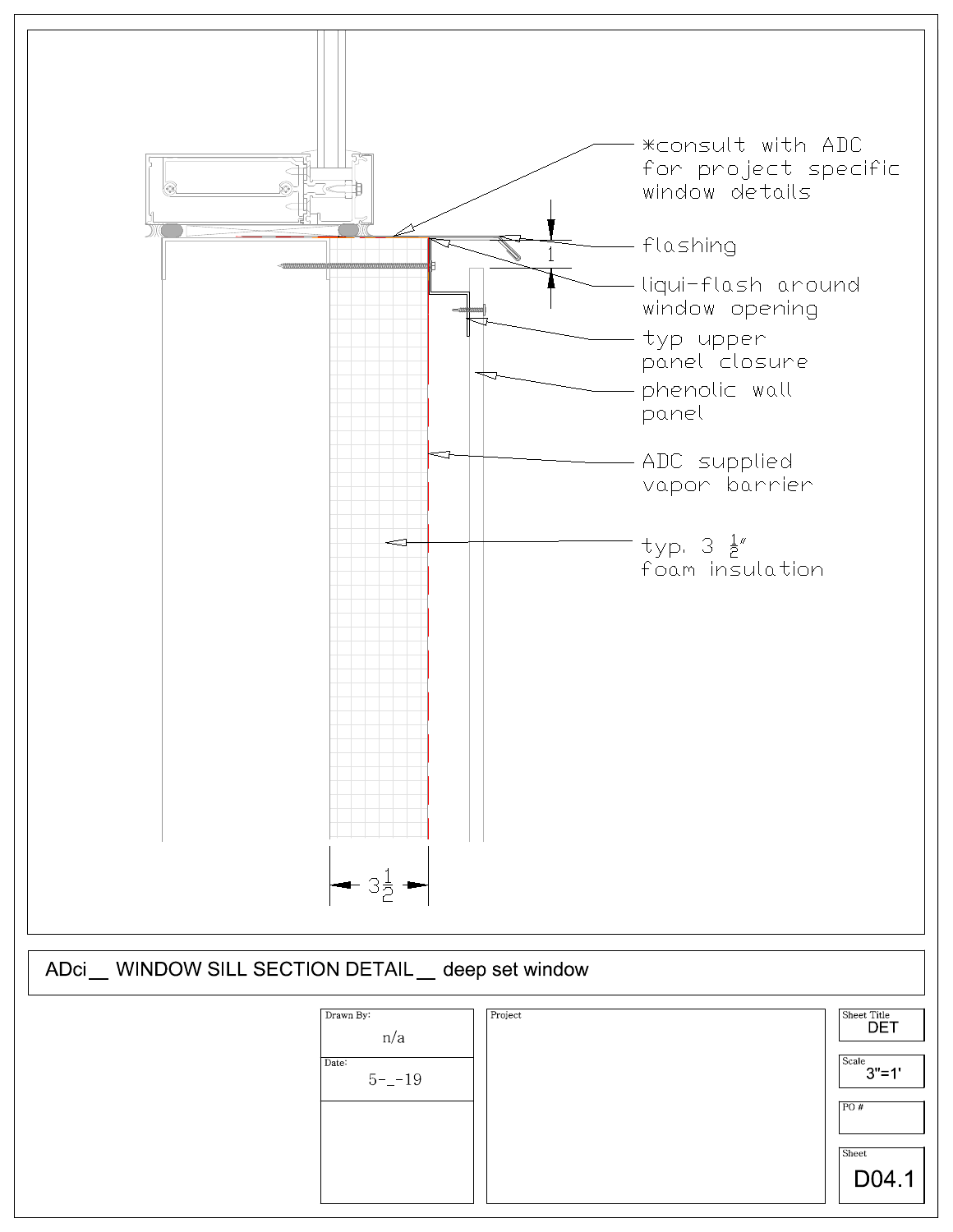*consult with ADC for project specific window details

flashing

1

liqui-flash around window opening

typ upper panel closure

phenolic wall panel

ADC supplied vapor barrier

typ. 3 ½" foam insulation

3½

## ADci __ WINDOW SILL SECTION DETAIL __ deep set window

| Drawn By: | Project | Sheet Title |
|---|---|---|
| n/a | | DET |
| Date: | | Scale |
| 5-_-19 | | 3"=1' |
| | | PO # |
| | | |
| | | Sheet |
| | | D04.1 |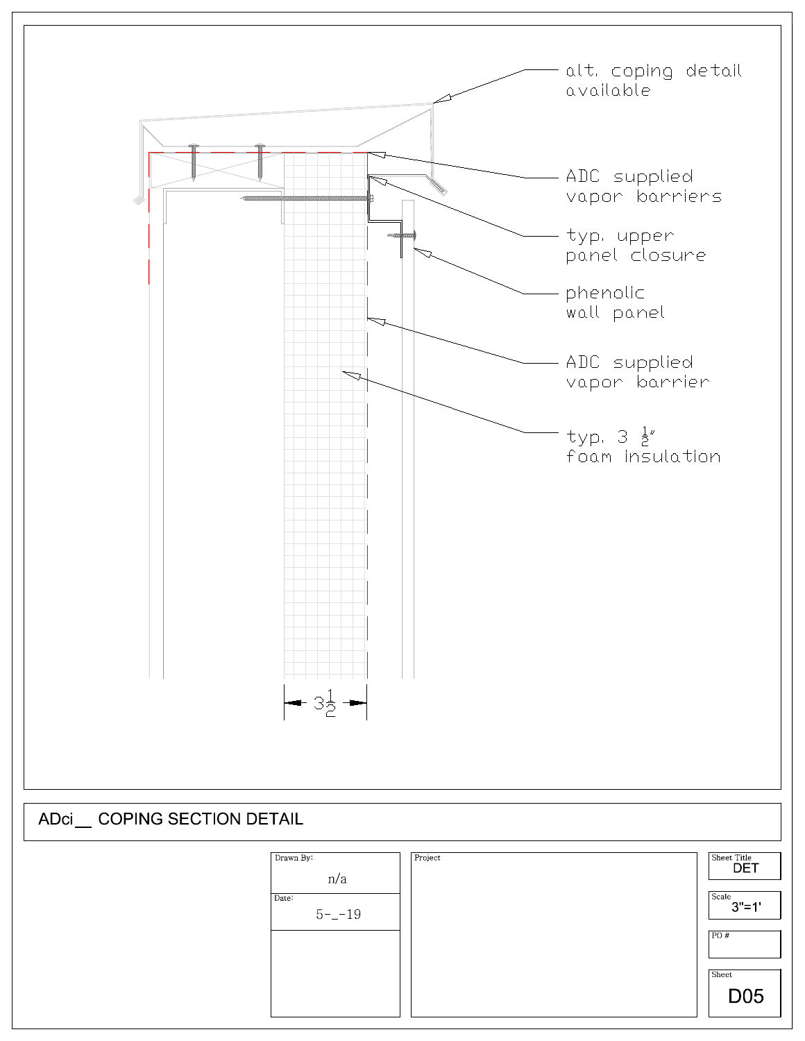alt. coping detail available

ADC supplied vapor barriers

typ. upper panel closure

phenolic wall panel

ADC supplied vapor barrier

typ. 3 ½" foam insulation

3½

# ADci__ COPING SECTION DETAIL

| Drawn By: | Project | Sheet Title |
| --- | --- | --- |
| n/a | | DET |
| Date: | | Scale |
| 5-_-19 | | 3"=1' |
| | | PO # |
| | | |
| | | Sheet |
| | | D05 |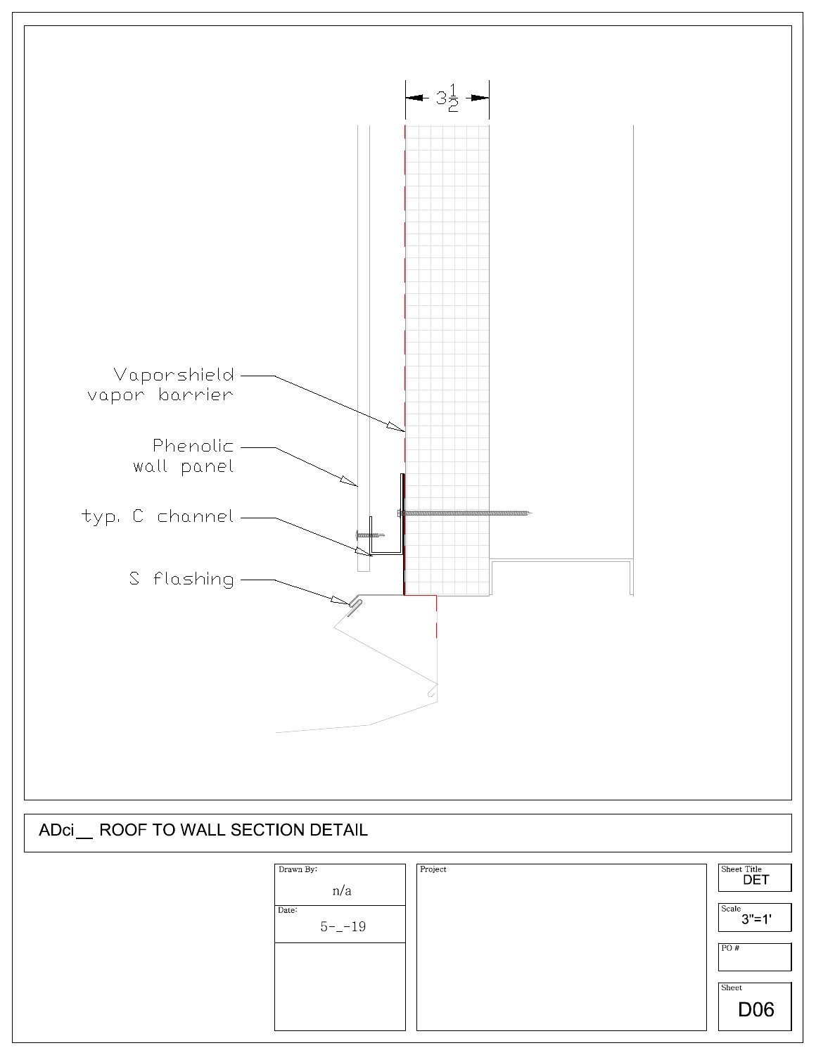3½

Vaporshield vapor barrier

Phenolic wall panel

typ. C channel

S flashing

ADci__ ROOF TO WALL SECTION DETAIL

| Drawn By: | n/a |
| --- | --- |
| Date: | 5-_-19 |

Project

Sheet Title: DET

Scale: 3"=1'

PO #

Sheet: D06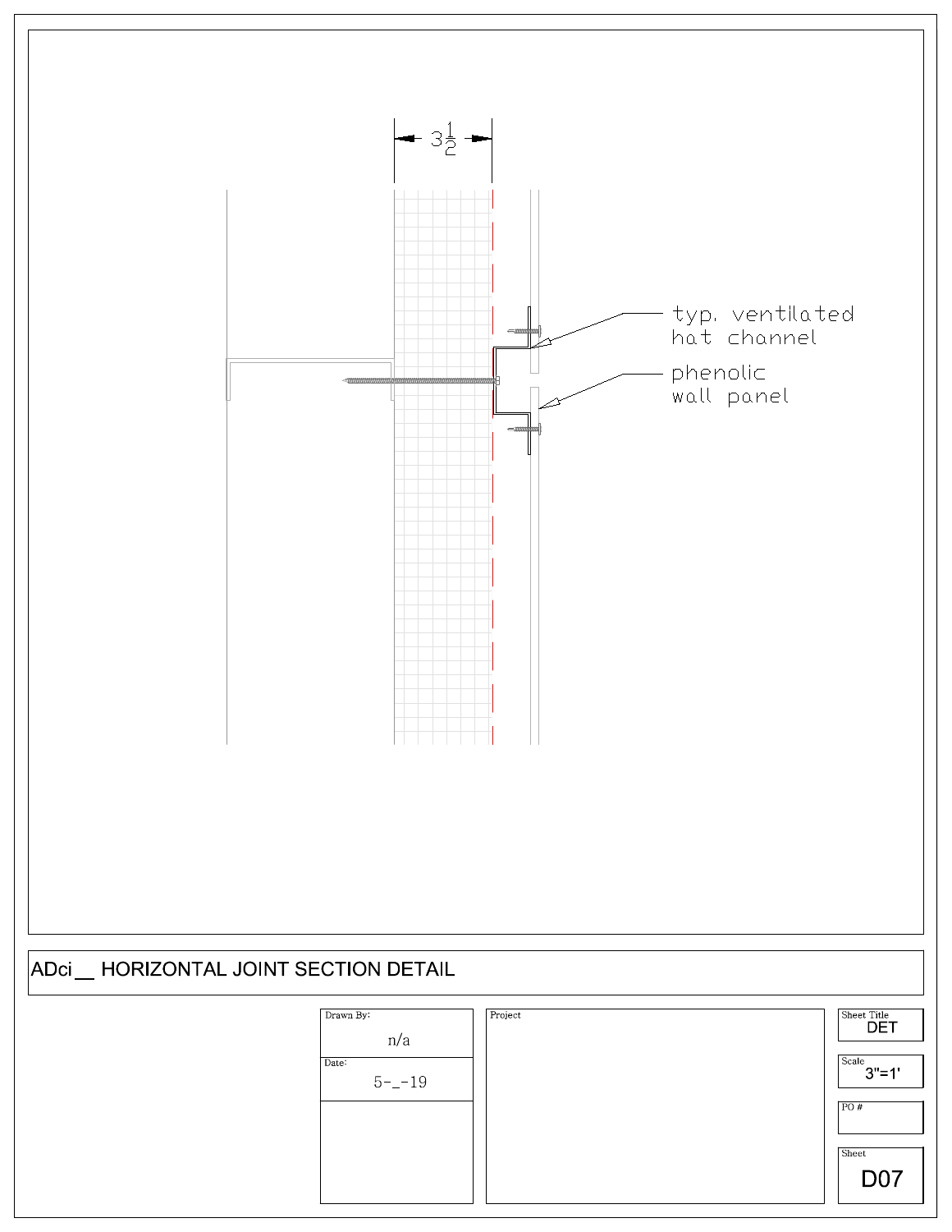$3\frac{1}{2}$

typ. ventilated hat channel

phenolic wall panel

# ADci__ HORIZONTAL JOINT SECTION DETAIL

| Drawn By: | Project | Sheet Title |
| --- | --- | --- |
| n/a | | DET |
| Date: | | Scale |
| 5-_-19 | | 3"=1' |
| | | PO # |
| | | |
| | | Sheet |
| | | D07 |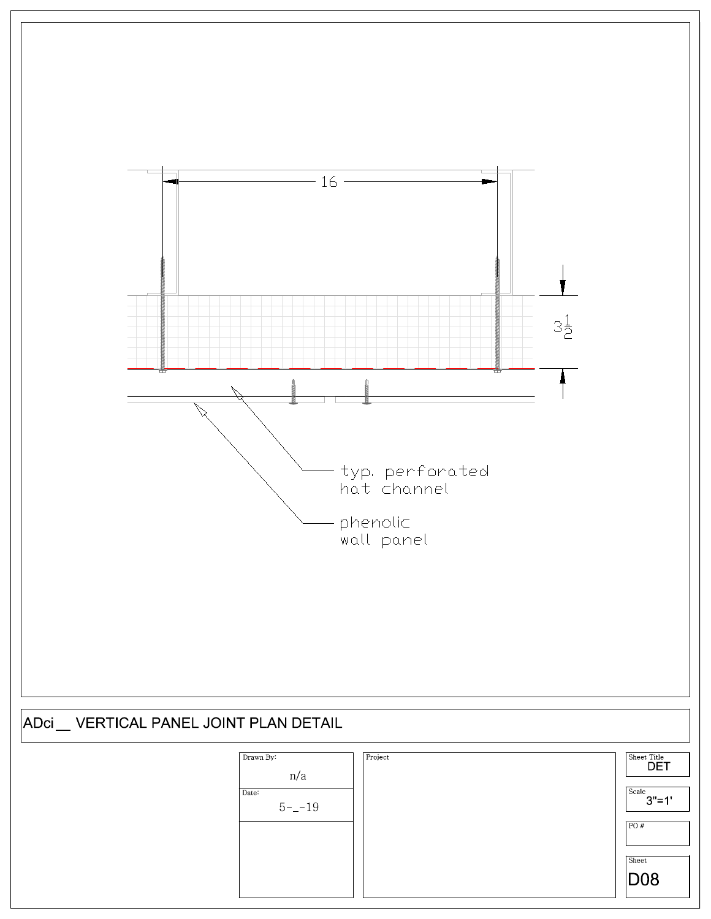16

$3\frac{1}{2}$

typ. perforated hat channel

phenolic wall panel

# ADci__ VERTICAL PANEL JOINT PLAN DETAIL

| Drawn By: | Project | Sheet Title |
|---|---|---|
| n/a | | DET |
| Date: | | Scale |
| 5-_-19 | | 3"=1' |
| | | PO # |
| | | |
| | | Sheet |
| | | D08 |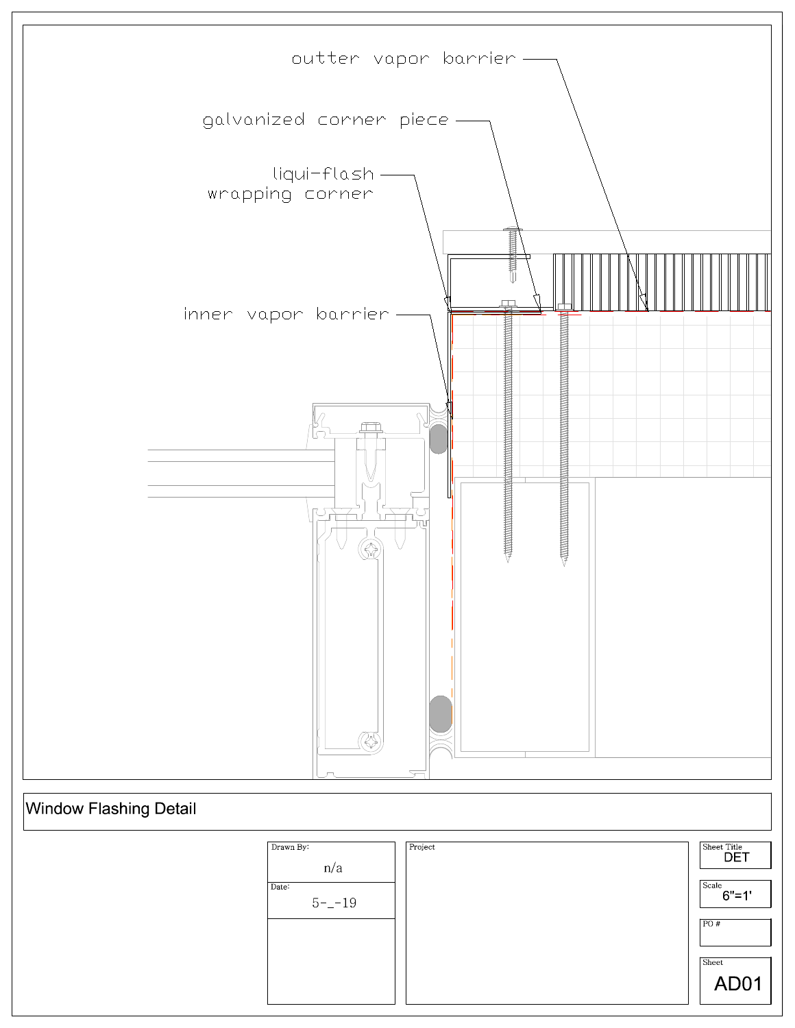outter vapor barrier

galvanized corner piece

liqui-flash
wrapping corner

inner vapor barrier

# Window Flashing Detail

| Drawn By: | Project | Sheet Title |
| --- | --- | --- |
| n/a | | DET |
| Date: | | Scale |
| 5-_-19 | | 6"=1' |
| | | PO # |
| | | |
| | | Sheet |
| | | AD01 |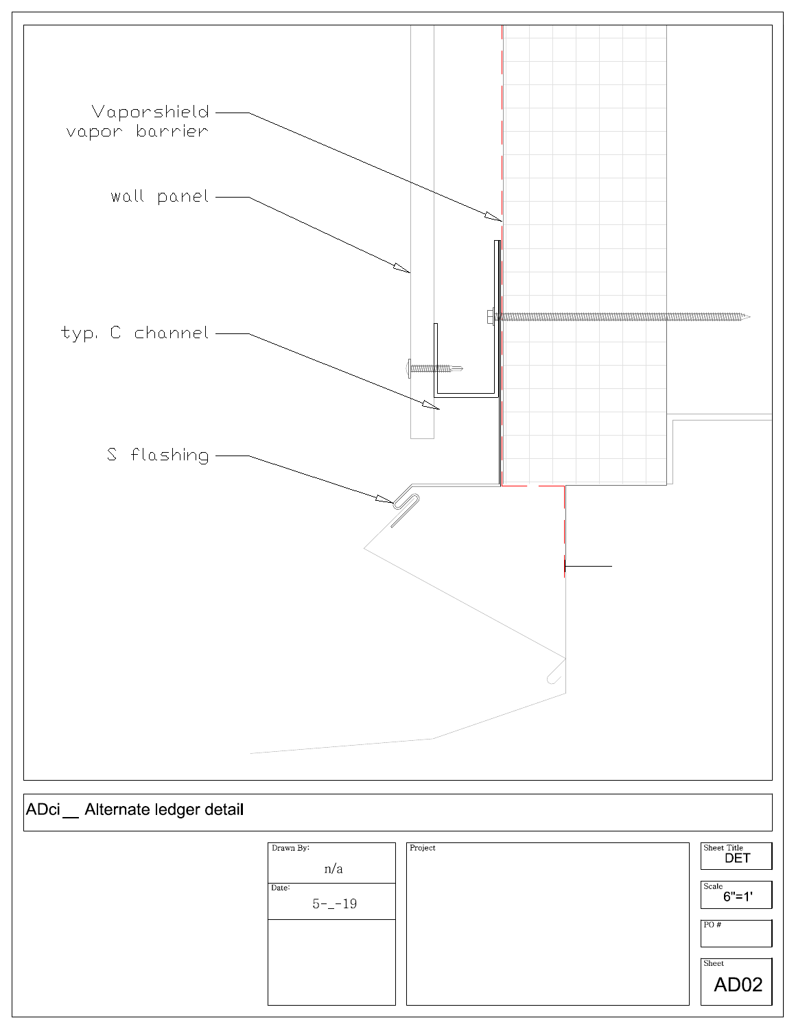Vaporshield vapor barrier

wall panel

typ. C channel

S flashing

ADci__ Alternate ledger detail

| Drawn By: | n/a |
| --- | --- |
| Date: | 5-_-19 |

Project

| Sheet Title | DET |
| --- | --- |
| Scale | 6"=1' |
| PO # | |
| Sheet | AD02 |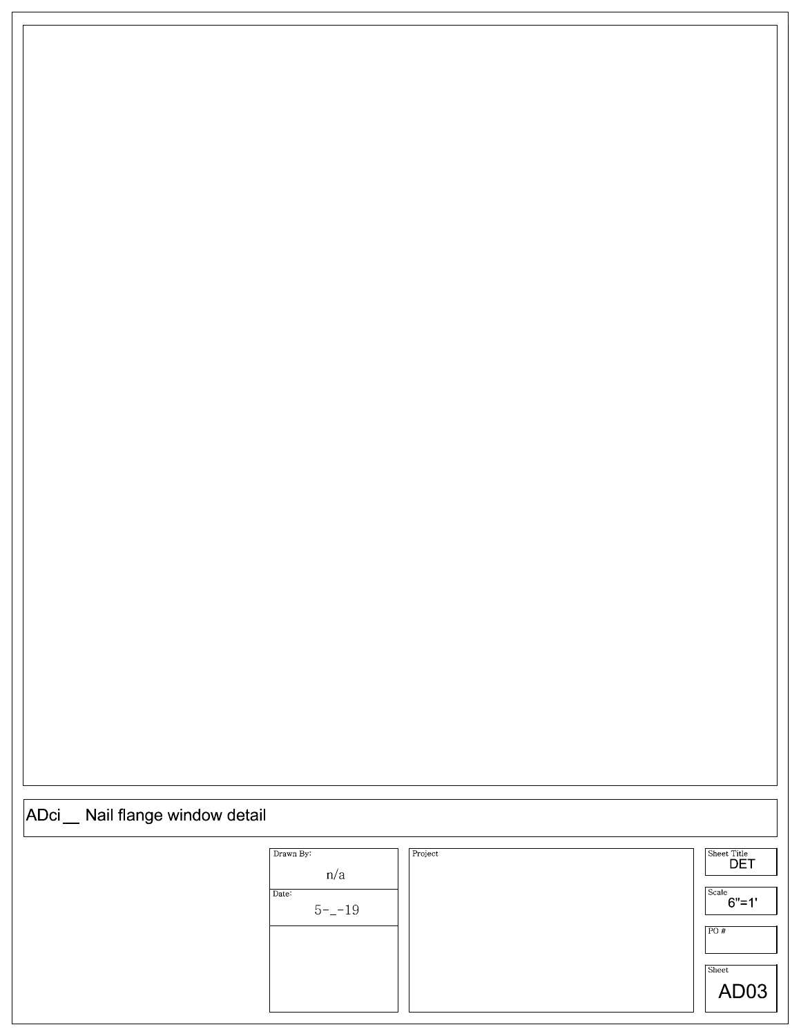ADci__ Nail flange window detail

| Drawn By: | Project | Sheet Title |
| --- | --- | --- |
| n/a | | DET |
| Date: | | Scale |
| 5-_-19 | | 6"=1' |
| | | PO # |
| | | |
| | | Sheet |
| | | AD03 |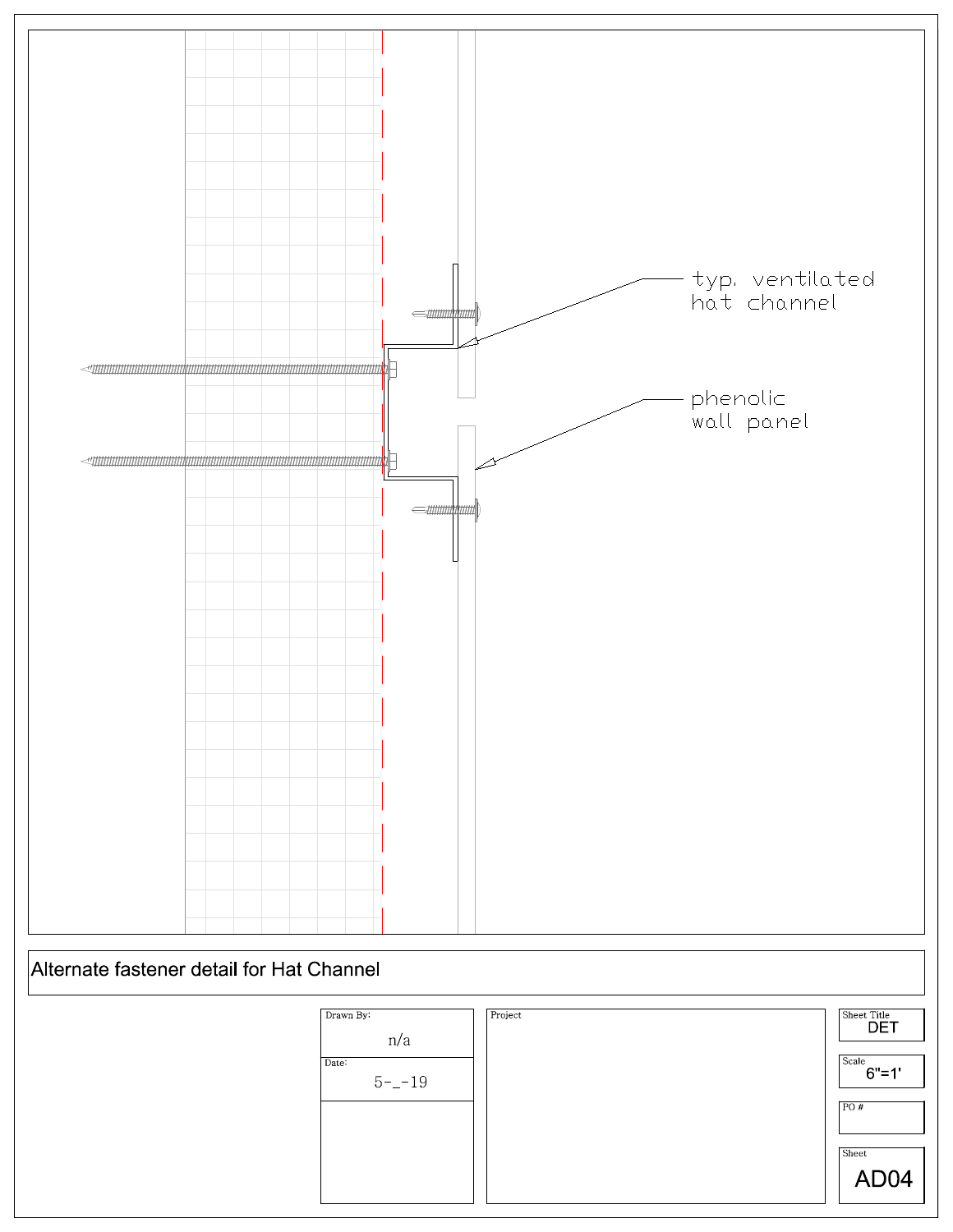typ. ventilated
hat channel

phenolic
wall panel

Alternate fastener detail for Hat Channel

| | |
|---|---|
| Drawn By: | n/a |
| Date: | 5-_-19 |
| Project | |
| Sheet Title | DET |
| Scale | 6"=1' |
| PO # | |
| Sheet | AD04 |